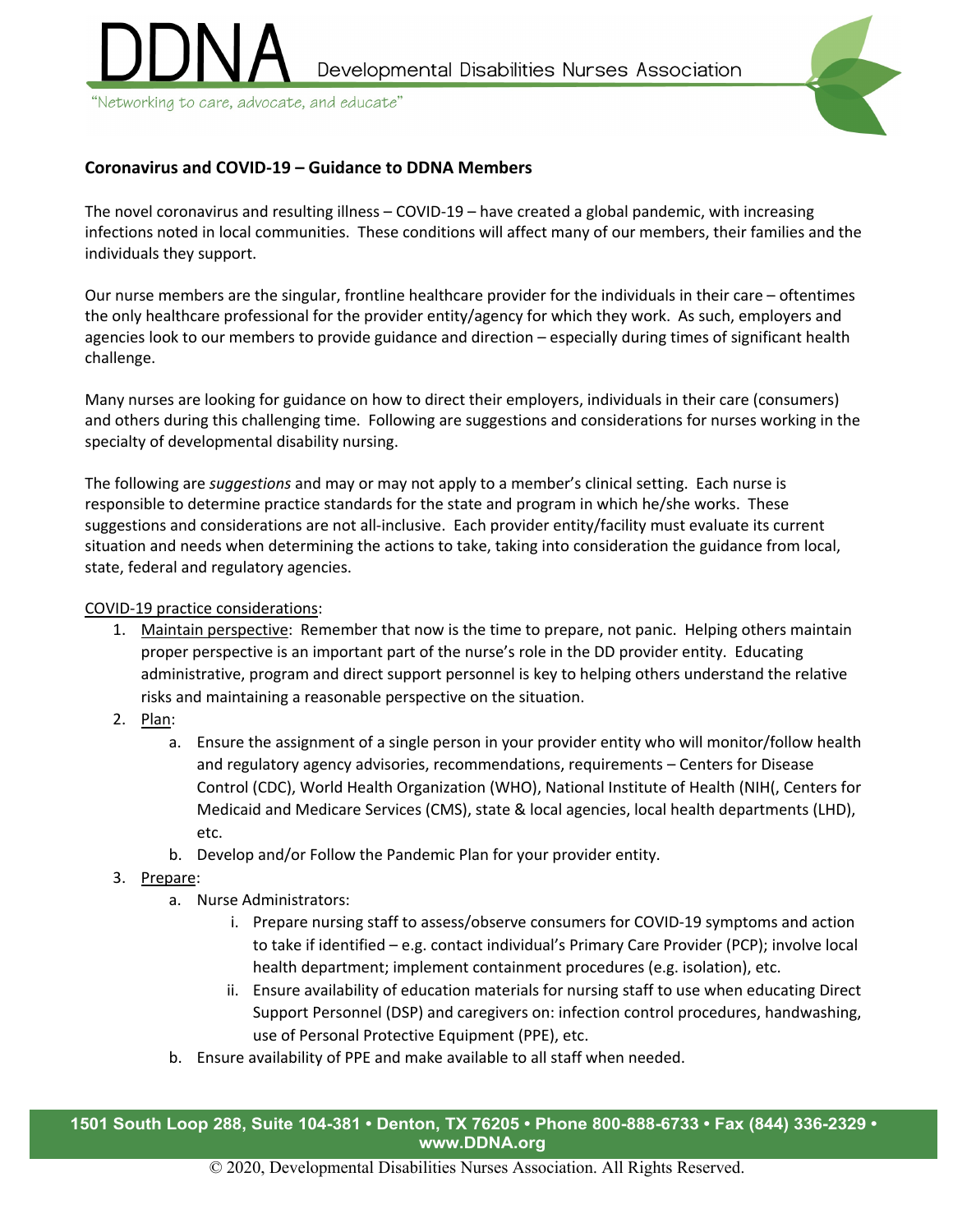DDNA Developmental Disabilities Nurses Association

"Networking to care, advocate, and educate"

**Coronavirus and COVID-19 – Guidance to DDNA Members**

The novel coronavirus and resulting illness – COVID-19 – have created a global pandemic, with increasing infections noted in local communities. These conditions will affect many of our members, their families and the individuals they support.

Our nurse members are the singular, frontline healthcare provider for the individuals in their care – oftentimes the only healthcare professional for the provider entity/agency for which they work. As such, employers and agencies look to our members to provide guidance and direction – especially during times of significant health challenge.

Many nurses are looking for guidance on how to direct their employers, individuals in their care (consumers) and others during this challenging time. Following are suggestions and considerations for nurses working in the specialty of developmental disability nursing.

The following are *suggestions* and may or may not apply to a member's clinical setting. Each nurse is responsible to determine practice standards for the state and program in which he/she works. These suggestions and considerations are not all-inclusive. Each provider entity/facility must evaluate its current situation and needs when determining the actions to take, taking into consideration the guidance from local, state, federal and regulatory agencies.

<u>COVID-19 practice considerations</u>:

1. <u>Maintain perspective</u>: Remember that now is the time to prepare, not panic. Helping others maintain proper perspective is an important part of the nurse's role in the DD provider entity. Educating administrative, program and direct support personnel is key to helping others understand the relative risks and maintaining a reasonable perspective on the situation.
2. <u>Plan</u>:
   a. Ensure the assignment of a single person in your provider entity who will monitor/follow health and regulatory agency advisories, recommendations, requirements – Centers for Disease Control (CDC), World Health Organization (WHO), National Institute of Health (NIH(, Centers for Medicaid and Medicare Services (CMS), state & local agencies, local health departments (LHD), etc.
   b. Develop and/or Follow the Pandemic Plan for your provider entity.
3. <u>Prepare</u>:
   a. Nurse Administrators:
      i. Prepare nursing staff to assess/observe consumers for COVID-19 symptoms and action to take if identified – e.g. contact individual's Primary Care Provider (PCP); involve local health department; implement containment procedures (e.g. isolation), etc.
      ii. Ensure availability of education materials for nursing staff to use when educating Direct Support Personnel (DSP) and caregivers on: infection control procedures, handwashing, use of Personal Protective Equipment (PPE), etc.
   b. Ensure availability of PPE and make available to all staff when needed.

1501 South Loop 288, Suite 104-381 • Denton, TX 76205 • Phone 800-888-6733 • Fax (844) 336-2329 • www.DDNA.org

© 2020, Developmental Disabilities Nurses Association. All Rights Reserved.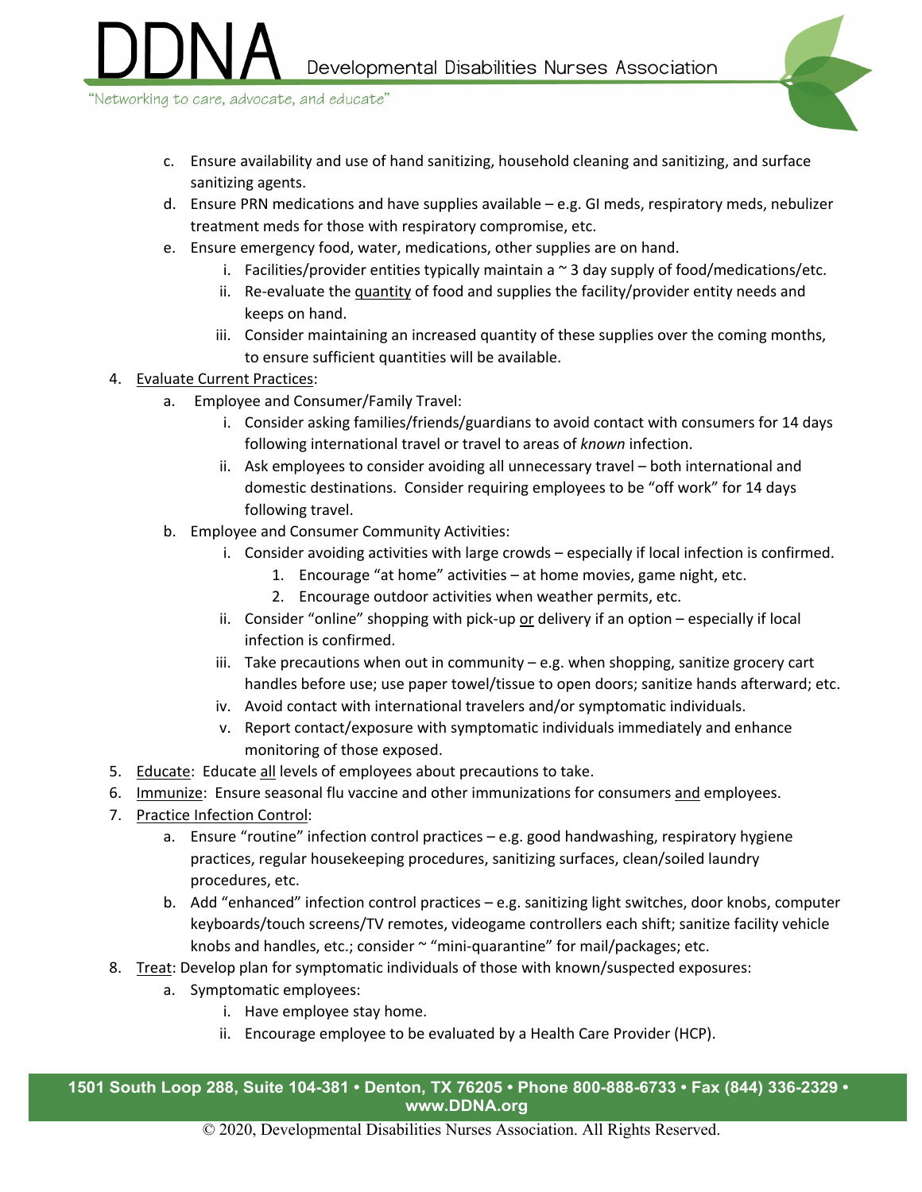c. Ensure availability and use of hand sanitizing, household cleaning and sanitizing, and surface sanitizing agents.
   d. Ensure PRN medications and have supplies available – e.g. GI meds, respiratory meds, nebulizer treatment meds for those with respiratory compromise, etc.
   e. Ensure emergency food, water, medications, other supplies are on hand.
      i. Facilities/provider entities typically maintain a ~ 3 day supply of food/medications/etc.
      ii. Re-evaluate the <u>quantity</u> of food and supplies the facility/provider entity needs and keeps on hand.
      iii. Consider maintaining an increased quantity of these supplies over the coming months, to ensure sufficient quantities will be available.

4. <u>Evaluate Current Practices</u>:
   a. Employee and Consumer/Family Travel:
      i. Consider asking families/friends/guardians to avoid contact with consumers for 14 days following international travel or travel to areas of *known* infection.
      ii. Ask employees to consider avoiding all unnecessary travel – both international and domestic destinations. Consider requiring employees to be "off work" for 14 days following travel.
   b. Employee and Consumer Community Activities:
      i. Consider avoiding activities with large crowds – especially if local infection is confirmed.
         1. Encourage "at home" activities – at home movies, game night, etc.
         2. Encourage outdoor activities when weather permits, etc.
      ii. Consider "online" shopping with pick-up <u>or</u> delivery if an option – especially if local infection is confirmed.
      iii. Take precautions when out in community – e.g. when shopping, sanitize grocery cart handles before use; use paper towel/tissue to open doors; sanitize hands afterward; etc.
      iv. Avoid contact with international travelers and/or symptomatic individuals.
      v. Report contact/exposure with symptomatic individuals immediately and enhance monitoring of those exposed.
5. <u>Educate</u>: Educate <u>all</u> levels of employees about precautions to take.
6. <u>Immunize</u>: Ensure seasonal flu vaccine and other immunizations for consumers <u>and</u> employees.
7. <u>Practice Infection Control</u>:
   a. Ensure "routine" infection control practices – e.g. good handwashing, respiratory hygiene practices, regular housekeeping procedures, sanitizing surfaces, clean/soiled laundry procedures, etc.
   b. Add "enhanced" infection control practices – e.g. sanitizing light switches, door knobs, computer keyboards/touch screens/TV remotes, videogame controllers each shift; sanitize facility vehicle knobs and handles, etc.; consider ~ "mini-quarantine" for mail/packages; etc.
8. <u>Treat</u>: Develop plan for symptomatic individuals of those with known/suspected exposures:
   a. Symptomatic employees:
      i. Have employee stay home.
      ii. Encourage employee to be evaluated by a Health Care Provider (HCP).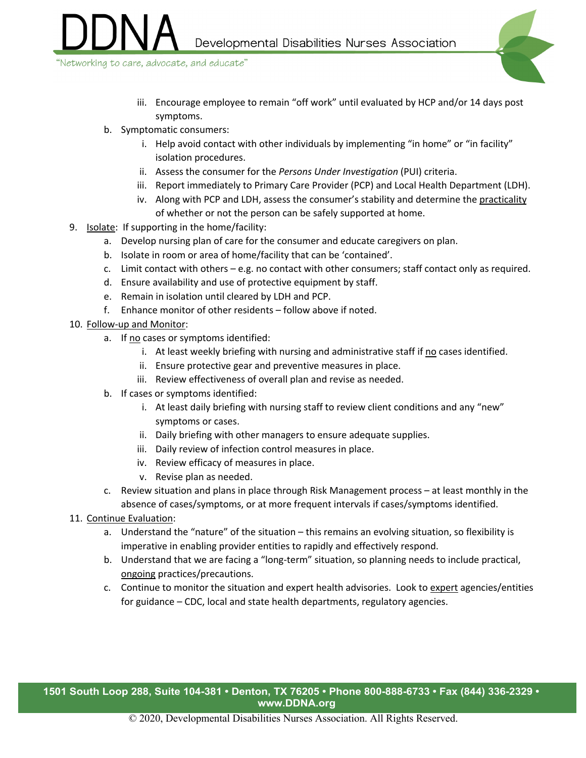iii. Encourage employee to remain "off work" until evaluated by HCP and/or 14 days post symptoms.

b. Symptomatic consumers:
   i. Help avoid contact with other individuals by implementing "in home" or "in facility" isolation procedures.
   ii. Assess the consumer for the *Persons Under Investigation* (PUI) criteria.
   iii. Report immediately to Primary Care Provider (PCP) and Local Health Department (LDH).
   iv. Along with PCP and LDH, assess the consumer's stability and determine the practicality of whether or not the person can be safely supported at home.

9. Isolate: If supporting in the home/facility:
   a. Develop nursing plan of care for the consumer and educate caregivers on plan.
   b. Isolate in room or area of home/facility that can be 'contained'.
   c. Limit contact with others – e.g. no contact with other consumers; staff contact only as required.
   d. Ensure availability and use of protective equipment by staff.
   e. Remain in isolation until cleared by LDH and PCP.
   f. Enhance monitor of other residents – follow above if noted.

10. Follow-up and Monitor:
    a. If no cases or symptoms identified:
       i. At least weekly briefing with nursing and administrative staff if no cases identified.
       ii. Ensure protective gear and preventive measures in place.
       iii. Review effectiveness of overall plan and revise as needed.
    b. If cases or symptoms identified:
       i. At least daily briefing with nursing staff to review client conditions and any "new" symptoms or cases.
       ii. Daily briefing with other managers to ensure adequate supplies.
       iii. Daily review of infection control measures in place.
       iv. Review efficacy of measures in place.
       v. Revise plan as needed.
    c. Review situation and plans in place through Risk Management process – at least monthly in the absence of cases/symptoms, or at more frequent intervals if cases/symptoms identified.

11. Continue Evaluation:
    a. Understand the "nature" of the situation – this remains an evolving situation, so flexibility is imperative in enabling provider entities to rapidly and effectively respond.
    b. Understand that we are facing a "long-term" situation, so planning needs to include practical, ongoing practices/precautions.
    c. Continue to monitor the situation and expert health advisories. Look to expert agencies/entities for guidance – CDC, local and state health departments, regulatory agencies.